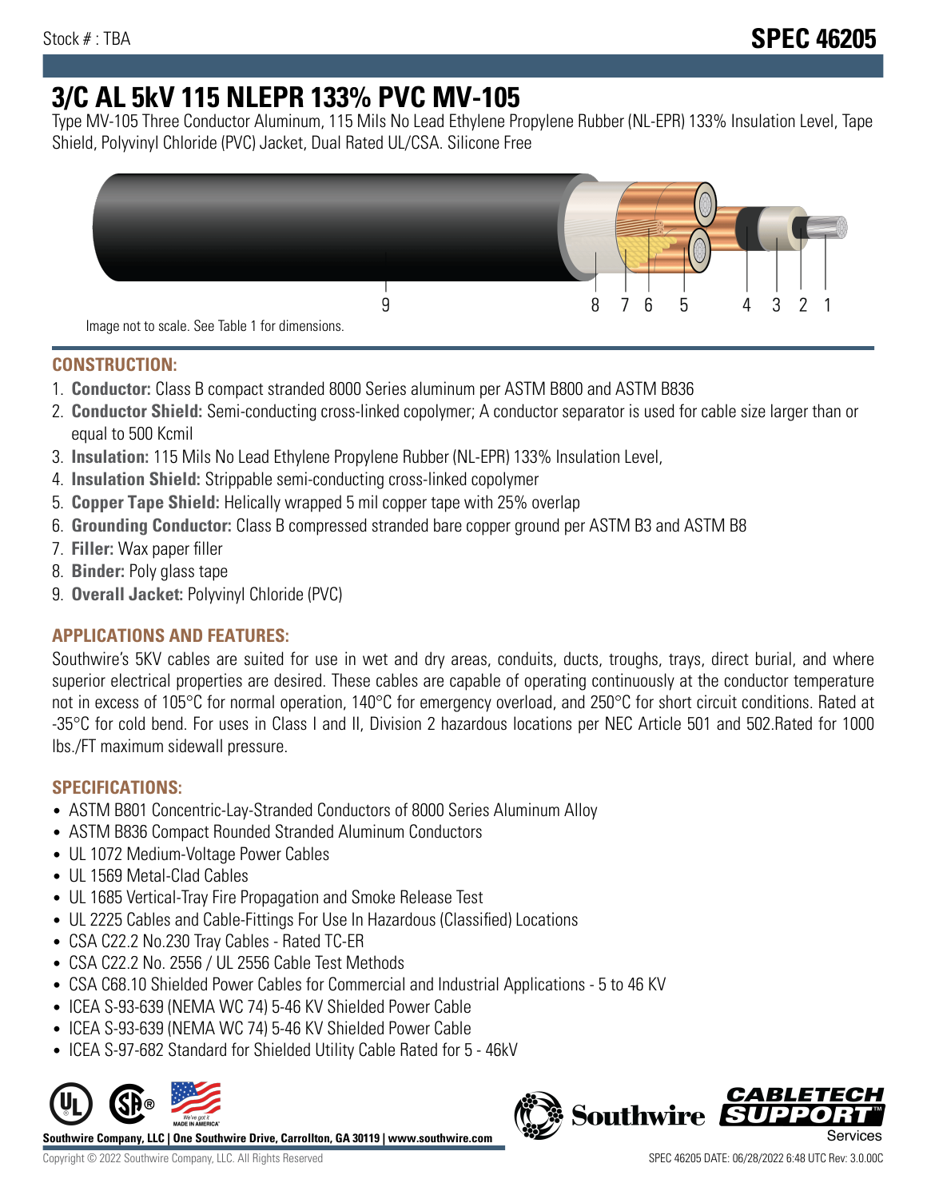Stock # : TBA

# SPEC 46205

# 3/C AL 5kV 115 NLEPR 133% PVC MV-105

Type MV-105 Three Conductor Aluminum, 115 Mils No Lead Ethylene Propylene Rubber (NL-EPR) 133% Insulation Level, Tape Shield, Polyvinyl Chloride (PVC) Jacket, Dual Rated UL/CSA. Silicone Free

9 8 7 6 5 4 3 2 1

Image not to scale. See Table 1 for dimensions.

## CONSTRUCTION:

1. **Conductor:** Class B compact stranded 8000 Series aluminum per ASTM B800 and ASTM B836
2. **Conductor Shield:** Semi-conducting cross-linked copolymer; A conductor separator is used for cable size larger than or equal to 500 Kcmil
3. **Insulation:** 115 Mils No Lead Ethylene Propylene Rubber (NL-EPR) 133% Insulation Level,
4. **Insulation Shield:** Strippable semi-conducting cross-linked copolymer
5. **Copper Tape Shield:** Helically wrapped 5 mil copper tape with 25% overlap
6. **Grounding Conductor:** Class B compressed stranded bare copper ground per ASTM B3 and ASTM B8
7. **Filler:** Wax paper filler
8. **Binder:** Poly glass tape
9. **Overall Jacket:** Polyvinyl Chloride (PVC)

## APPLICATIONS AND FEATURES:

Southwire's 5KV cables are suited for use in wet and dry areas, conduits, ducts, troughs, trays, direct burial, and where superior electrical properties are desired. These cables are capable of operating continuously at the conductor temperature not in excess of 105°C for normal operation, 140°C for emergency overload, and 250°C for short circuit conditions. Rated at -35°C for cold bend. For uses in Class I and II, Division 2 hazardous locations per NEC Article 501 and 502.Rated for 1000 lbs./FT maximum sidewall pressure.

## SPECIFICATIONS:

- ASTM B801 Concentric-Lay-Stranded Conductors of 8000 Series Aluminum Alloy
- ASTM B836 Compact Rounded Stranded Aluminum Conductors
- UL 1072 Medium-Voltage Power Cables
- UL 1569 Metal-Clad Cables
- UL 1685 Vertical-Tray Fire Propagation and Smoke Release Test
- UL 2225 Cables and Cable-Fittings For Use In Hazardous (Classified) Locations
- CSA C22.2 No.230 Tray Cables - Rated TC-ER
- CSA C22.2 No. 2556 / UL 2556 Cable Test Methods
- CSA C68.10 Shielded Power Cables for Commercial and Industrial Applications - 5 to 46 KV
- ICEA S-93-639 (NEMA WC 74) 5-46 KV Shielded Power Cable
- ICEA S-93-639 (NEMA WC 74) 5-46 KV Shielded Power Cable
- ICEA S-97-682 Standard for Shielded Utility Cable Rated for 5 - 46kV

**Southwire Company, LLC | One Southwire Drive, Carrollton, GA 30119 | www.southwire.com**

Copyright © 2022 Southwire Company, LLC. All Rights Reserved

SPEC 46205 DATE: 06/28/2022 6:48 UTC Rev: 3.0.00C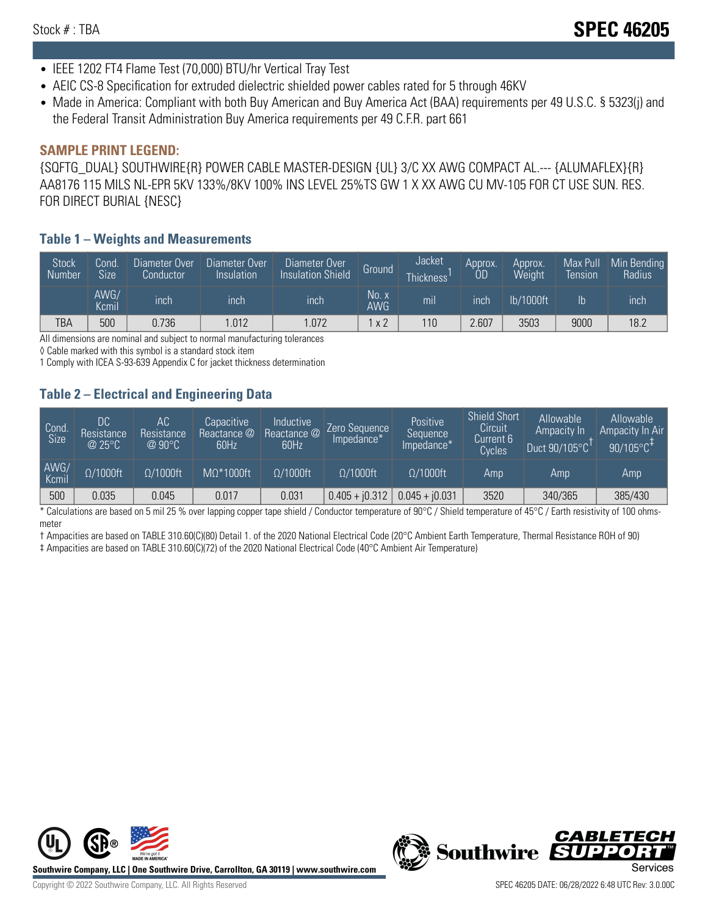- IEEE 1202 FT4 Flame Test (70,000) BTU/hr Vertical Tray Test
- AEIC CS-8 Specification for extruded dielectric shielded power cables rated for 5 through 46KV
- Made in America: Compliant with both Buy American and Buy America Act (BAA) requirements per 49 U.S.C. § 5323(j) and the Federal Transit Administration Buy America requirements per 49 C.F.R. part 661

### SAMPLE PRINT LEGEND:

{SQFTG_DUAL} SOUTHWIRE{R} POWER CABLE MASTER-DESIGN {UL} 3/C XX AWG COMPACT AL.--- {ALUMAFLEX}{R} AA8176 115 MILS NL-EPR 5KV 133%/8KV 100% INS LEVEL 25%TS GW 1 X XX AWG CU MV-105 FOR CT USE SUN. RES. FOR DIRECT BURIAL {NESC}

### Table 1 – Weights and Measurements

| Stock Number | Cond. Size | Diameter Over Conductor | Diameter Over Insulation | Diameter Over Insulation Shield | Ground | Jacket Thickness[1] | Approx. OD | Approx. Weight | Max Pull Tension | Min Bending Radius |
|---|---|---|---|---|---|---|---|---|---|---|
| | AWG/ Kcmil | inch | inch | inch | No. x AWG | mil | inch | lb/1000ft | lb | inch |
| TBA | 500 | 0.736 | 1.012 | 1.072 | 1 x 2 | 110 | 2.607 | 3503 | 9000 | 18.2 |

All dimensions are nominal and subject to normal manufacturing tolerances

◊ Cable marked with this symbol is a standard stock item

1 Comply with ICEA S-93-639 Appendix C for jacket thickness determination

### Table 2 – Electrical and Engineering Data

| Cond. Size | DC Resistance @ 25°C | AC Resistance @ 90°C | Capacitive Reactance @ 60Hz | Inductive Reactance @ 60Hz | Zero Sequence Impedance* | Positive Sequence Impedance* | Shield Short Circuit Current 6 Cycles | Allowable Ampacity In Duct 90/105°C† | Allowable Ampacity In Air 90/105°C‡ |
|---|---|---|---|---|---|---|---|---|---|
| AWG/ Kcmil | Ω/1000ft | Ω/1000ft | MΩ*1000ft | Ω/1000ft | Ω/1000ft | Ω/1000ft | Amp | Amp | Amp |
| 500 | 0.035 | 0.045 | 0.017 | 0.031 | 0.405 + j0.312 | 0.045 + j0.031 | 3520 | 340/365 | 385/430 |

* Calculations are based on 5 mil 25 % over lapping copper tape shield / Conductor temperature of 90°C / Shield temperature of 45°C / Earth resistivity of 100 ohms-meter

† Ampacities are based on TABLE 310.60(C)(80) Detail 1. of the 2020 National Electrical Code (20°C Ambient Earth Temperature, Thermal Resistance ROH of 90)

‡ Ampacities are based on TABLE 310.60(C)(72) of the 2020 National Electrical Code (40°C Ambient Air Temperature)